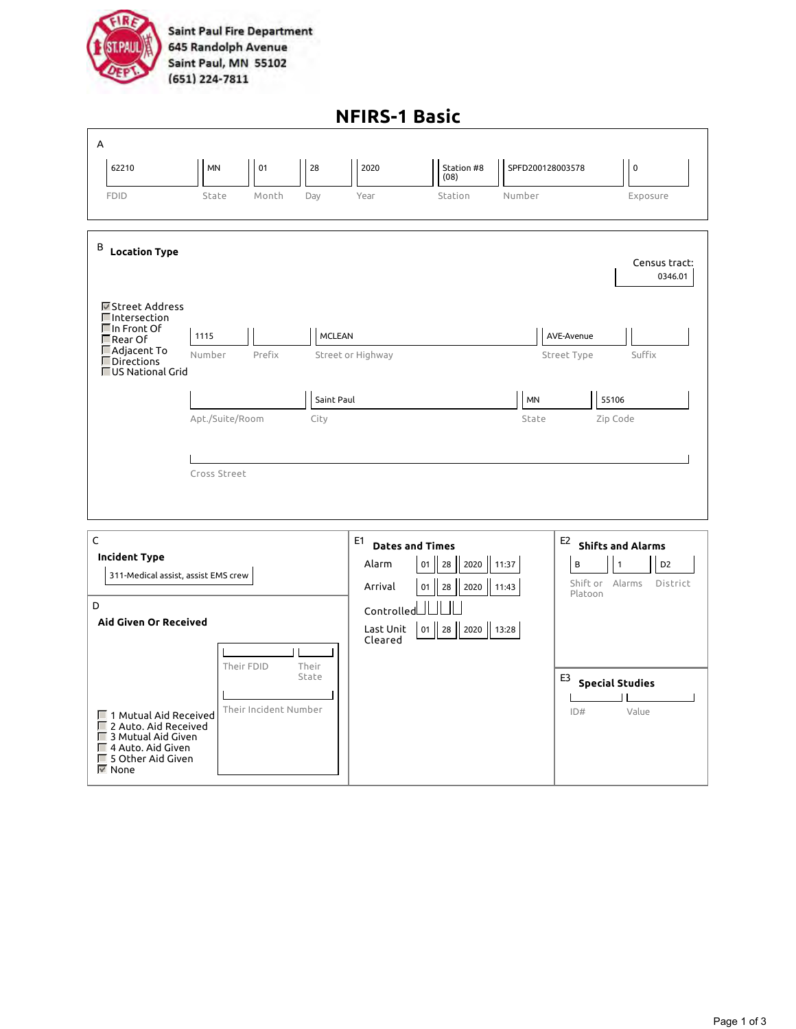Saint Paul Fire Department
645 Randolph Avenue
Saint Paul, MN 55102
(651) 224-7811

# NFIRS-1 Basic

## A

| FDID | State | Month | Day | Year | Station | Number | Exposure |
|---|---|---|---|---|---|---|---|
| 62210 | MN | 01 | 28 | 2020 | Station #8 (08) | SPFD200128003578 | 0 |

## B Location Type

Census tract: 0346.01

- [x] Street Address
- [ ] Intersection
- [ ] In Front Of
- [ ] Rear Of
- [ ] Adjacent To
- [ ] Directions
- [ ] US National Grid

| Number | Prefix | Street or Highway | Street Type | Suffix |
|---|---|---|---|---|
| 1115 | | MCLEAN | AVE-Avenue | |

| Apt./Suite/Room | City | State | Zip Code |
|---|---|---|---|
| | Saint Paul | MN | 55106 |

Cross Street:

## C Incident Type

311-Medical assist, assist EMS crew

## D Aid Given Or Received

- [ ] 1 Mutual Aid Received
- [ ] 2 Auto. Aid Received
- [ ] 3 Mutual Aid Given
- [ ] 4 Auto. Aid Given
- [ ] 5 Other Aid Given
- [x] None

Their FDID: | Their State:

Their Incident Number:

## E1 Dates and Times

| | Month | Day | Year | Time |
|---|---|---|---|---|
| Alarm | 01 | 28 | 2020 | 11:37 |
| Arrival | 01 | 28 | 2020 | 11:43 |
| Controlled | | | | |
| Last Unit Cleared | 01 | 28 | 2020 | 13:28 |

## E2 Shifts and Alarms

| Shift or Platoon | Alarms | District |
|---|---|---|
| B | 1 | D2 |

## E3 Special Studies

| ID# | Value |
|---|---|
| | |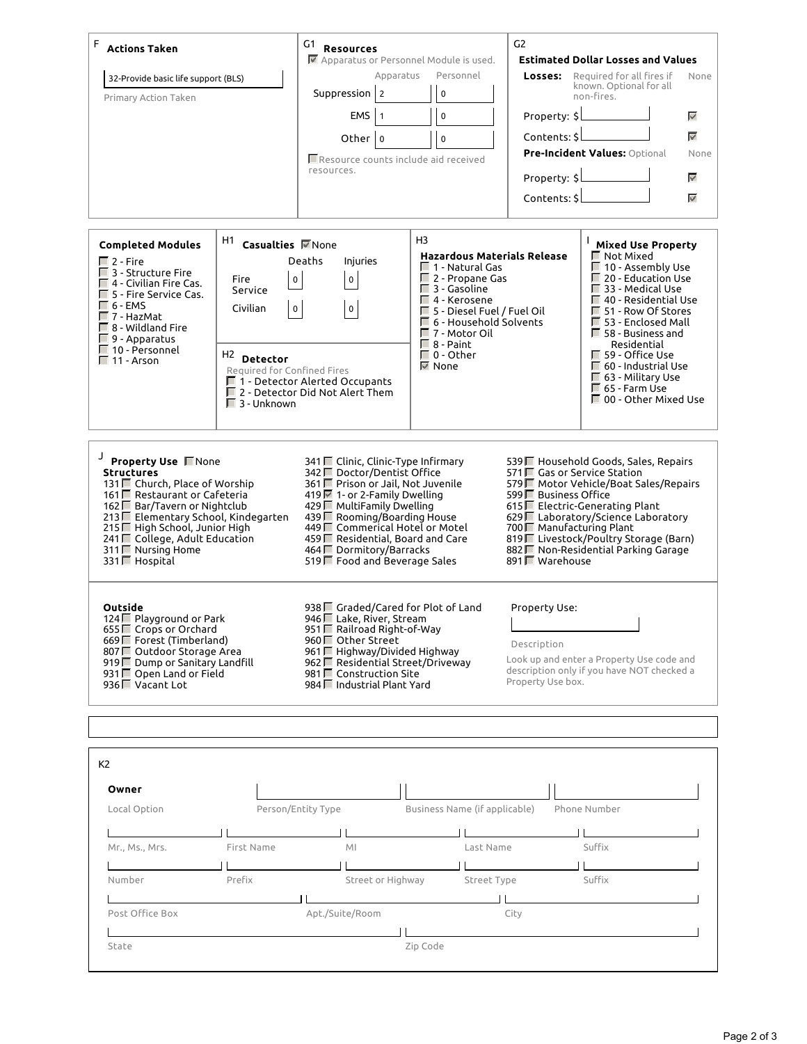## F Actions Taken

32-Provide basic life support (BLS)

Primary Action Taken

## G1 Resources

☑ Apparatus or Personnel Module is used.

| | Apparatus | Personnel |
|---|---|---|
| Suppression | 2 | 0 |
| EMS | 1 | 0 |
| Other | 0 | 0 |

☐ Resource counts include aid received resources.

## G2 Estimated Dollar Losses and Values

**Losses:** Required for all fires if known. Optional for all non-fires.

| | | None |
|---|---|---|
| Property: $ | | ☑ |
| Contents: $ | | ☑ |

**Pre-Incident Values:** Optional

| | | None |
|---|---|---|
| Property: $ | | ☑ |
| Contents: $ | | ☑ |

## Completed Modules

- ☐ 2 - Fire
- ☐ 3 - Structure Fire
- ☐ 4 - Civilian Fire Cas.
- ☐ 5 - Fire Service Cas.
- ☐ 6 - EMS
- ☐ 7 - HazMat
- ☐ 8 - Wildland Fire
- ☐ 9 - Apparatus
- ☐ 10 - Personnel
- ☐ 11 - Arson

## H1 Casualties ☑ None

| | Deaths | Injuries |
|---|---|---|
| Fire Service | 0 | 0 |
| Civilian | 0 | 0 |

## H2 Detector

Required for Confined Fires

- ☐ 1 - Detector Alerted Occupants
- ☐ 2 - Detector Did Not Alert Them
- ☐ 3 - Unknown

## H3 Hazardous Materials Release

- ☐ 1 - Natural Gas
- ☐ 2 - Propane Gas
- ☐ 3 - Gasoline
- ☐ 4 - Kerosene
- ☐ 5 - Diesel Fuel / Fuel Oil
- ☐ 6 - Household Solvents
- ☐ 7 - Motor Oil
- ☐ 8 - Paint
- ☐ 0 - Other
- ☑ None

## I Mixed Use Property

- ☐ Not Mixed
- ☐ 10 - Assembly Use
- ☐ 20 - Education Use
- ☐ 33 - Medical Use
- ☐ 40 - Residential Use
- ☐ 51 - Row Of Stores
- ☐ 53 - Enclosed Mall
- ☐ 58 - Business and Residential
- ☐ 59 - Office Use
- ☐ 60 - Industrial Use
- ☐ 63 - Military Use
- ☐ 65 - Farm Use
- ☐ 00 - Other Mixed Use

## J Property Use ☐ None

**Structures**

- 131 ☐ Church, Place of Worship
- 161 ☐ Restaurant or Cafeteria
- 162 ☐ Bar/Tavern or Nightclub
- 213 ☐ Elementary School, Kindergarten
- 215 ☐ High School, Junior High
- 241 ☐ College, Adult Education
- 311 ☐ Nursing Home
- 331 ☐ Hospital
- 341 ☐ Clinic, Clinic-Type Infirmary
- 342 ☐ Doctor/Dentist Office
- 361 ☐ Prison or Jail, Not Juvenile
- 419 ☑ 1- or 2-Family Dwelling
- 429 ☐ MultiFamily Dwelling
- 439 ☐ Rooming/Boarding House
- 449 ☐ Commerical Hotel or Motel
- 459 ☐ Residential, Board and Care
- 464 ☐ Dormitory/Barracks
- 519 ☐ Food and Beverage Sales
- 539 ☐ Household Goods, Sales, Repairs
- 571 ☐ Gas or Service Station
- 579 ☐ Motor Vehicle/Boat Sales/Repairs
- 599 ☐ Business Office
- 615 ☐ Electric-Generating Plant
- 629 ☐ Laboratory/Science Laboratory
- 700 ☐ Manufacturing Plant
- 819 ☐ Livestock/Poultry Storage (Barn)
- 882 ☐ Non-Residential Parking Garage
- 891 ☐ Warehouse

**Outside**

- 124 ☐ Playground or Park
- 655 ☐ Crops or Orchard
- 669 ☐ Forest (Timberland)
- 807 ☐ Outdoor Storage Area
- 919 ☐ Dump or Sanitary Landfill
- 931 ☐ Open Land or Field
- 936 ☐ Vacant Lot
- 938 ☐ Graded/Cared for Plot of Land
- 946 ☐ Lake, River, Stream
- 951 ☐ Railroad Right-of-Way
- 960 ☐ Other Street
- 961 ☐ Highway/Divided Highway
- 962 ☐ Residential Street/Driveway
- 981 ☐ Construction Site
- 984 ☐ Industrial Plant Yard

Property Use:

Description

Look up and enter a Property Use code and description only if you have NOT checked a Property Use box.

## K2

**Owner**

| Local Option | Person/Entity Type | Business Name (if applicable) | Phone Number |
|---|---|---|---|
| | | | |

| Mr., Ms., Mrs. | First Name | MI | Last Name | Suffix |
|---|---|---|---|---|
| | | | | |

| Number | Prefix | Street or Highway | Street Type | Suffix |
|---|---|---|---|---|
| | | | | |

| Post Office Box | Apt./Suite/Room | City |
|---|---|---|
| | | |

| State | Zip Code |
|---|---|
| | |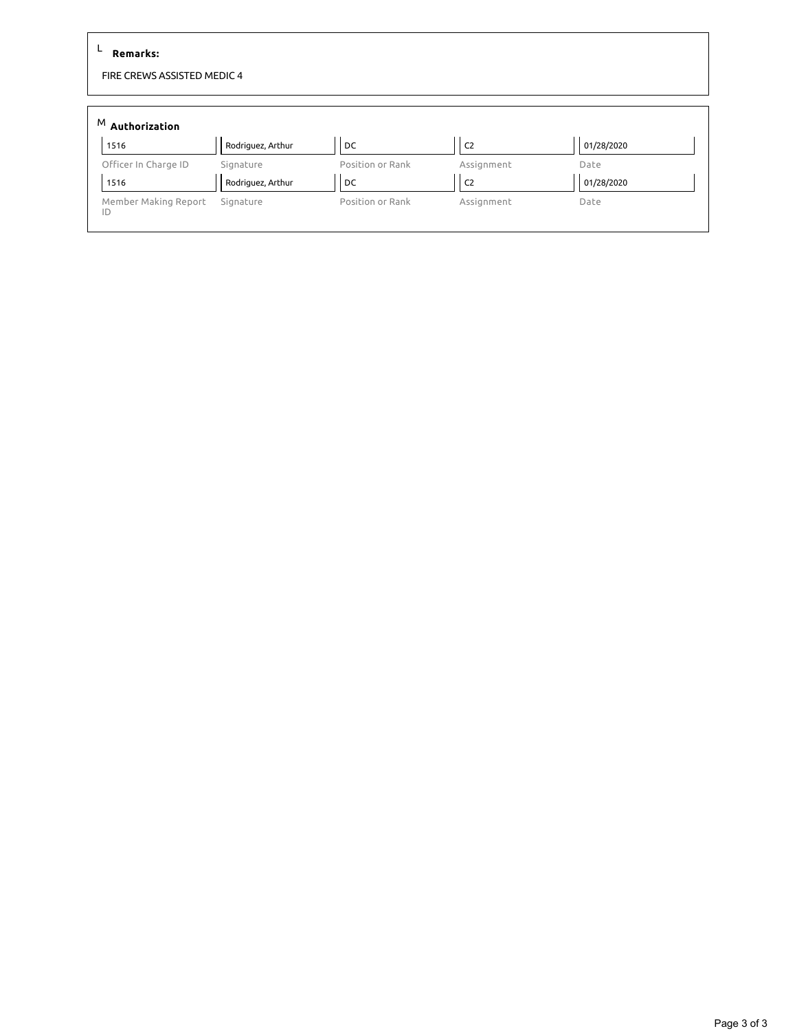L **Remarks:**

FIRE CREWS ASSISTED MEDIC 4

M **Authorization**

| | | | | |
|---|---|---|---|---|
| 1516 | Rodriguez, Arthur | DC | C2 | 01/28/2020 |
| Officer In Charge ID | Signature | Position or Rank | Assignment | Date |
| 1516 | Rodriguez, Arthur | DC | C2 | 01/28/2020 |
| Member Making Report ID | Signature | Position or Rank | Assignment | Date |